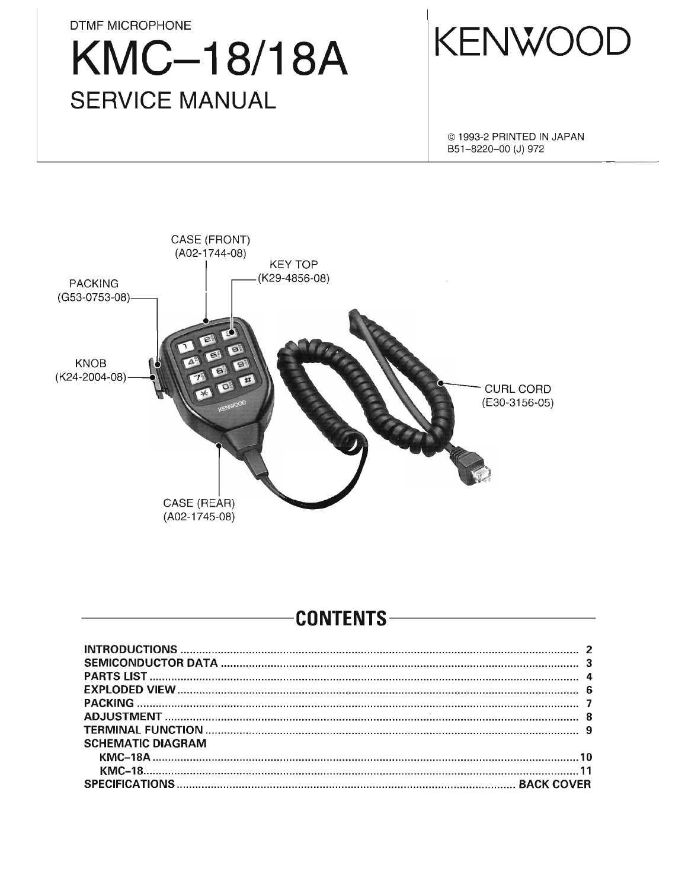DTMF MICROPHONE

# KMC–18/18A

## SERVICE MANUAL

KENWOOD

© 1993-2 PRINTED IN JAPAN
B51–8220–00 (J) 972

CASE (FRONT)
(A02-1744-08)

KEY TOP
(K29-4856-08)

PACKING
(G53-0753-08)

KNOB
(K24-2004-08)

CURL CORD
(E30-3156-05)

CASE (REAR)
(A02-1745-08)

## CONTENTS

| | |
|---|---|
| **INTRODUCTIONS** | **2** |
| **SEMICONDUCTOR DATA** | **3** |
| **PARTS LIST** | **4** |
| **EXPLODED VIEW** | **6** |
| **PACKING** | **7** |
| **ADJUSTMENT** | **8** |
| **TERMINAL FUNCTION** | **9** |
| **SCHEMATIC DIAGRAM** | |
| **KMC–18A** | **10** |
| **KMC–18** | **11** |
| **SPECIFICATIONS** | **BACK COVER** |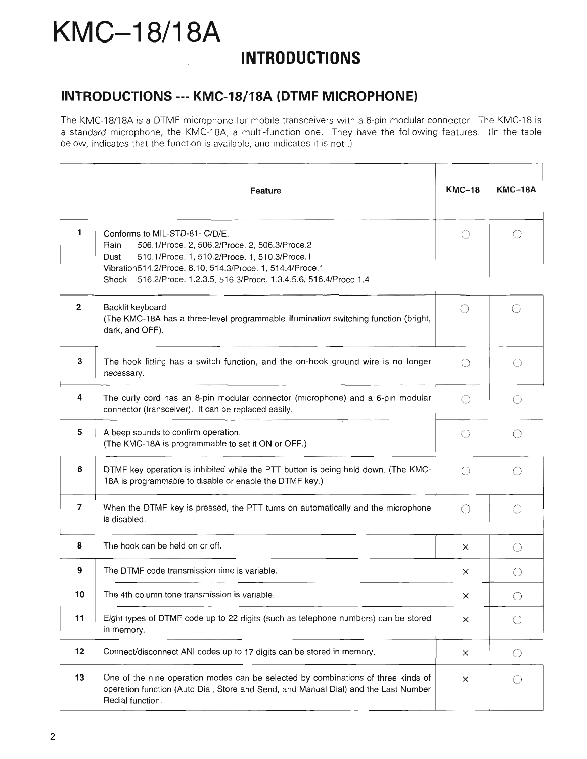# KMC-18/18A

## INTRODUCTIONS

### INTRODUCTIONS --- KMC-18/18A (DTMF MICROPHONE)

The KMC-18/18A is a DTMF microphone for mobile transceivers with a 6-pin modular connector. The KMC-18 is a standard microphone, the KMC-18A, a multi-function one. They have the following features. (In the table below, indicates that the function is available, and indicates it is not .)

| | Feature | KMC-18 | KMC-18A |
|---|---|---|---|
| 1 | Conforms to MIL-STD-81- C/D/E.<br>Rain 506.1/Proce. 2, 506.2/Proce. 2, 506.3/Proce.2<br>Dust 510.1/Proce. 1, 510.2/Proce. 1, 510.3/Proce.1<br>Vibration514.2/Proce. 8.10, 514.3/Proce. 1, 514.4/Proce.1<br>Shock 516.2/Proce. 1.2.3.5, 516.3/Proce. 1.3.4.5.6, 516.4/Proce.1.4 | ○ | ○ |
| 2 | Backlit keyboard<br>(The KMC-18A has a three-level programmable illumination switching function (bright, dark, and OFF). | ○ | ○ |
| 3 | The hook fitting has a switch function, and the on-hook ground wire is no longer necessary. | ○ | ○ |
| 4 | The curly cord has an 8-pin modular connector (microphone) and a 6-pin modular connector (transceiver). It can be replaced easily. | ○ | ○ |
| 5 | A beep sounds to confirm operation.<br>(The KMC-18A is programmable to set it ON or OFF.) | ○ | ○ |
| 6 | DTMF key operation is inhibited while the PTT button is being held down. (The KMC-18A is programmable to disable or enable the DTMF key.) | ○ | ○ |
| 7 | When the DTMF key is pressed, the PTT turns on automatically and the microphone is disabled. | ○ | ○ |
| 8 | The hook can be held on or off. | × | ○ |
| 9 | The DTMF code transmission time is variable. | × | ○ |
| 10 | The 4th column tone transmission is variable. | × | ○ |
| 11 | Eight types of DTMF code up to 22 digits (such as telephone numbers) can be stored in memory. | × | ○ |
| 12 | Connect/disconnect ANI codes up to 17 digits can be stored in memory. | × | ○ |
| 13 | One of the nine operation modes can be selected by combinations of three kinds of operation function (Auto Dial, Store and Send, and Manual Dial) and the Last Number Redial function. | × | ○ |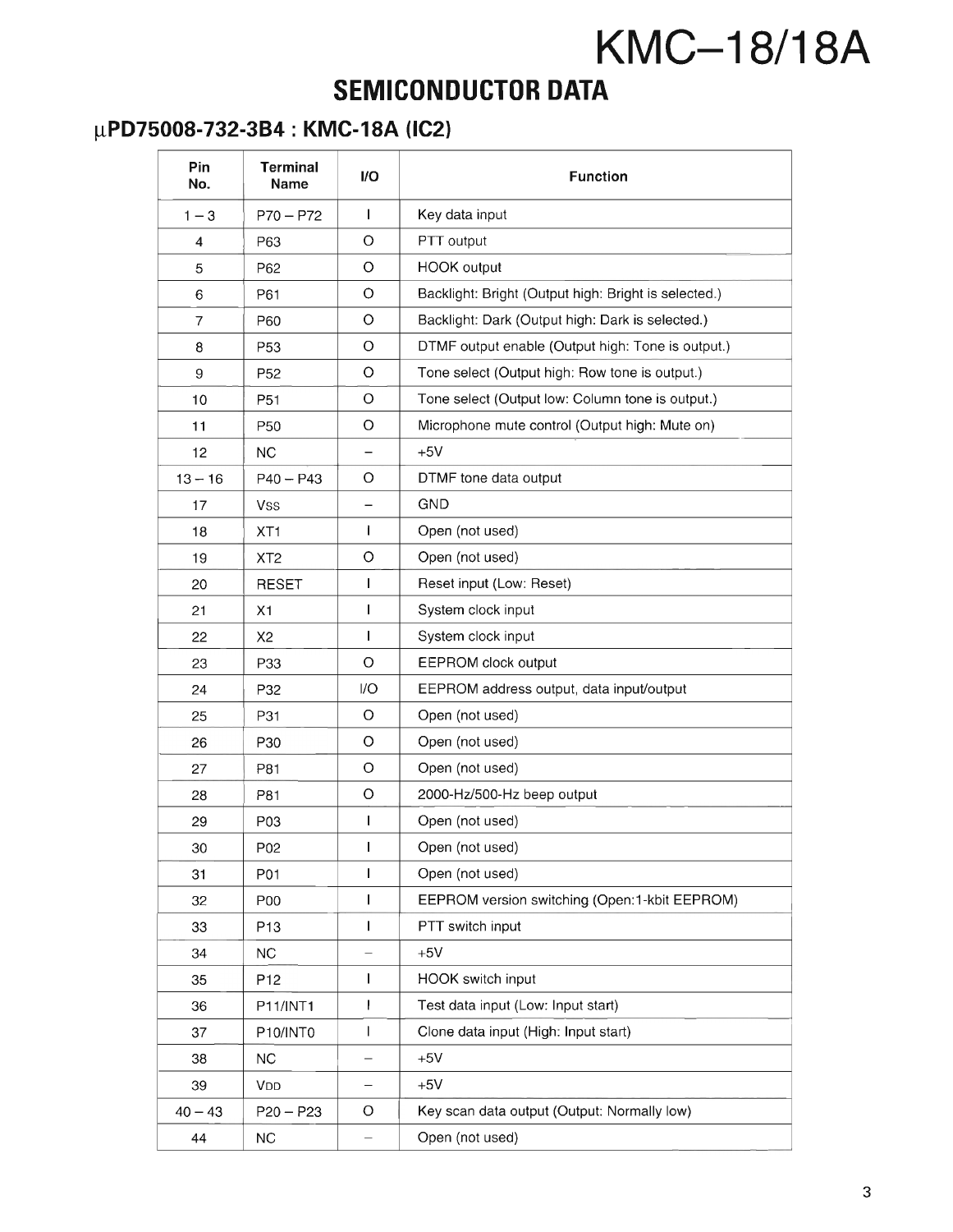# KMC–18/18A

## SEMICONDUCTOR DATA

### μPD75008-732-3B4 : KMC-18A (IC2)

| Pin No. | Terminal Name | I/O | Function |
|---|---|---|---|
| 1 – 3 | P70 – P72 | I | Key data input |
| 4 | P63 | O | PTT output |
| 5 | P62 | O | HOOK output |
| 6 | P61 | O | Backlight: Bright (Output high: Bright is selected.) |
| 7 | P60 | O | Backlight: Dark (Output high: Dark is selected.) |
| 8 | P53 | O | DTMF output enable (Output high: Tone is output.) |
| 9 | P52 | O | Tone select (Output high: Row tone is output.) |
| 10 | P51 | O | Tone select (Output low: Column tone is output.) |
| 11 | P50 | O | Microphone mute control (Output high: Mute on) |
| 12 | NC | – | +5V |
| 13 – 16 | P40 – P43 | O | DTMF tone data output |
| 17 | VSS | – | GND |
| 18 | XT1 | I | Open (not used) |
| 19 | XT2 | O | Open (not used) |
| 20 | RESET | I | Reset input (Low: Reset) |
| 21 | X1 | I | System clock input |
| 22 | X2 | I | System clock input |
| 23 | P33 | O | EEPROM clock output |
| 24 | P32 | I/O | EEPROM address output, data input/output |
| 25 | P31 | O | Open (not used) |
| 26 | P30 | O | Open (not used) |
| 27 | P81 | O | Open (not used) |
| 28 | P81 | O | 2000-Hz/500-Hz beep output |
| 29 | P03 | I | Open (not used) |
| 30 | P02 | I | Open (not used) |
| 31 | P01 | I | Open (not used) |
| 32 | P00 | I | EEPROM version switching (Open:1-kbit EEPROM) |
| 33 | P13 | I | PTT switch input |
| 34 | NC | – | +5V |
| 35 | P12 | I | HOOK switch input |
| 36 | P11/INT1 | I | Test data input (Low: Input start) |
| 37 | P10/INT0 | I | Clone data input (High: Input start) |
| 38 | NC | – | +5V |
| 39 | VDD | – | +5V |
| 40 – 43 | P20 – P23 | O | Key scan data output (Output: Normally low) |
| 44 | NC | – | Open (not used) |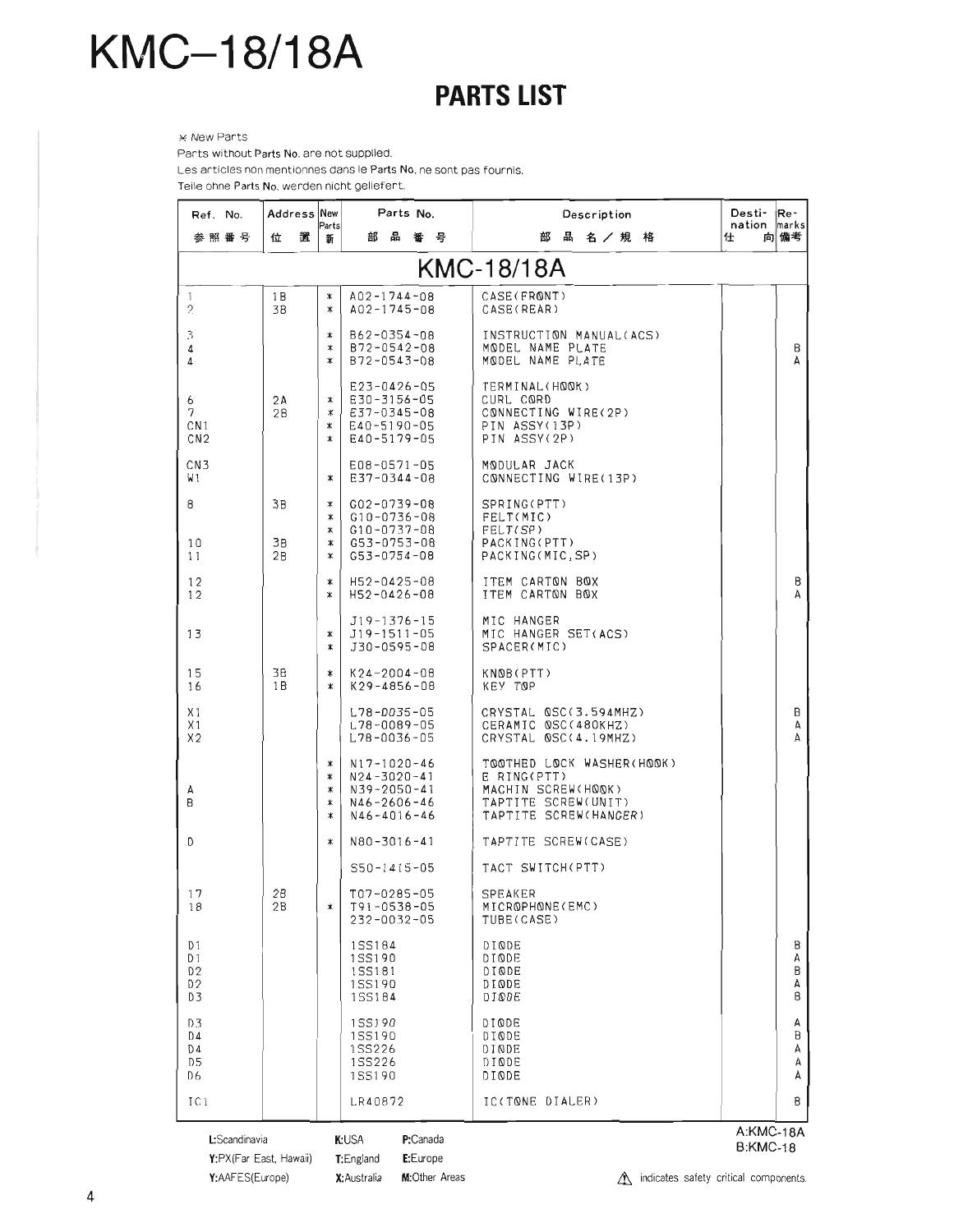# KMC–18/18A

## PARTS LIST

⋇ New Parts

Parts without Parts No. are not supplied.

Les articles non mentionnes dans le Parts No. ne sont pas fournis.

Teile ohne Parts No. werden nicht geliefert.

| Ref. No. 参照番号 | Address 位置 | New Parts 新 | Parts No. 部品番号 | Description 部品名／規格 | Desti-nation 仕向 | Re-marks 備考 |
|---|---|---|---|---|---|---|
| **KMC-18/18A** | | | | | | |
| 1 | 1B | * | A02-1744-08 | CASE(FRONT) | | |
| 2 | 3B | * | A02-1745-08 | CASE(REAR) | | |
| 3 | | * | B62-0354-08 | INSTRUCTION MANUAL(ACS) | | |
| 4 | | * | B72-0542-08 | MODEL NAME PLATE | | B |
| 4 | | * | B72-0543-08 | MODEL NAME PLATE | | A |
| | | | E23-0426-05 | TERMINAL(HOOK) | | |
| 6 | 2A | * | E30-3156-05 | CURL CORD | | |
| 7 | 2B | * | E37-0345-08 | CONNECTING WIRE(2P) | | |
| CN1 | | * | E40-5190-05 | PIN ASSY(13P) | | |
| CN2 | | * | E40-5179-05 | PIN ASSY(2P) | | |
| CN3 | | | E08-0571-05 | MODULAR JACK | | |
| W1 | | * | E37-0344-08 | CONNECTING WIRE(13P) | | |
| 8 | 3B | * | G02-0739-08 | SPRING(PTT) | | |
| | | * | G10-0736-08 | FELT(MIC) | | |
| | | * | G10-0737-08 | FELT(SP) | | |
| 10 | 3B | * | G53-0753-08 | PACKING(PTT) | | |
| 11 | 2B | * | G53-0754-08 | PACKING(MIC,SP) | | |
| 12 | | * | H52-0425-08 | ITEM CARTON BOX | | B |
| 12 | | * | H52-0426-08 | ITEM CARTON BOX | | A |
| | | | J19-1376-15 | MIC HANGER | | |
| 13 | | * | J19-1511-05 | MIC HANGER SET(ACS) | | |
| | | * | J30-0595-08 | SPACER(MIC) | | |
| 15 | 3B | * | K24-2004-08 | KNOB(PTT) | | |
| 16 | 1B | * | K29-4856-08 | KEY TOP | | |
| X1 | | | L78-0035-05 | CRYSTAL OSC(3.594MHZ) | | B |
| X1 | | | L78-0089-05 | CERAMIC OSC(480KHZ) | | A |
| X2 | | | L78-0036-05 | CRYSTAL OSC(4.19MHZ) | | A |
| | | * | N17-1020-46 | TOOTHED LOCK WASHER(HOOK) | | |
| | | * | N24-3020-41 | E RING(PTT) | | |
| A | | * | N39-2050-41 | MACHIN SCREW(HOOK) | | |
| B | | * | N46-2606-46 | TAPTITE SCREW(UNIT) | | |
| | | * | N46-4016-46 | TAPTITE SCREW(HANGER) | | |
| D | | * | N80-3016-41 | TAPTITE SCREW(CASE) | | |
| | | | S50-1415-05 | TACT SWITCH(PTT) | | |
| 17 | 2B | | T07-0285-05 | SPEAKER | | |
| 18 | 2B | * | T91-0538-05 | MICROPHONE(EMC) | | |
| | | | 232-0032-05 | TUBE(CASE) | | |
| D1 | | | 1SS184 | DIODE | | B |
| D1 | | | 1SS190 | DIODE | | A |
| D2 | | | 1SS181 | DIODE | | B |
| D2 | | | 1SS190 | DIODE | | A |
| D3 | | | 1SS184 | DIODE | | B |
| D3 | | | 1SS190 | DIODE | | A |
| D4 | | | 1SS190 | DIODE | | B |
| D4 | | | 1SS226 | DIODE | | A |
| D5 | | | 1SS226 | DIODE | | A |
| D6 | | | 1SS190 | DIODE | | A |
| IC1 | | | LR40872 | IC(TONE DIALER) | | B |

L:Scandinavia K:USA P:Canada
Y:PX(Far East, Hawaii) T:England E:Europe
Y:AAFES(Europe) X:Australia M:Other Areas

A:KMC-18A
B:KMC-18

⚠ indicates safety critical components.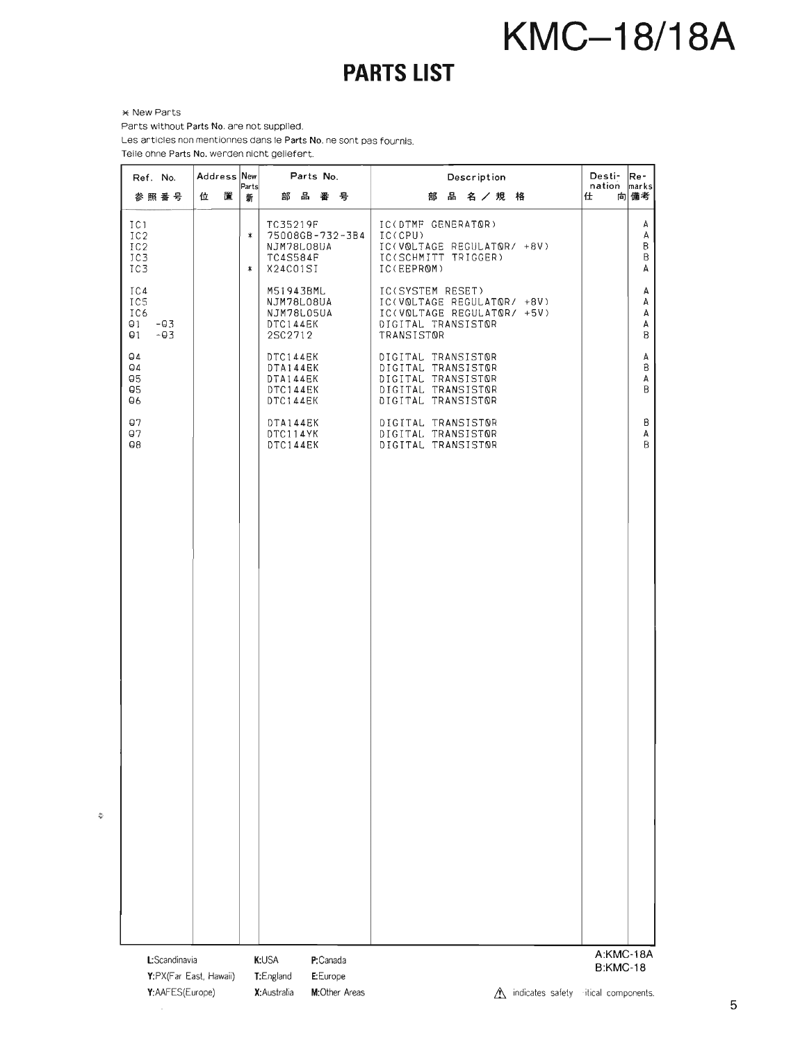## PARTS LIST

* New Parts
Parts without Parts No. are not supplied.
Les articles non mentionnes dans le Parts No. ne sont pas fournis.
Teile ohne Parts No. werden nicht geliefert.

| Ref. No. 参照番号 | Address 位置 | New Parts 新 | Parts No. 部品番号 | Description 部品名／規格 | Desti-nation 仕向 | Re-marks 備考 |
|---|---|---|---|---|---|---|
| IC1 | | | TC35219F | IC(DTMF GENERATOR) | | A |
| IC2 | | * | 75008GB-732-3B4 | IC(CPU) | | A |
| IC2 | | | NJM78L08UA | IC(VOLTAGE REGULATOR/ +8V) | | B |
| IC3 | | | TC4S584F | IC(SCHMITT TRIGGER) | | B |
| IC3 | | * | X24C01SI | IC(EEPROM) | | A |
| IC4 | | | M51943BML | IC(SYSTEM RESET) | | A |
| IC5 | | | NJM78L08UA | IC(VOLTAGE REGULATOR/ +8V) | | A |
| IC6 | | | NJM78L05UA | IC(VOLTAGE REGULATOR/ +5V) | | A |
| Q1 -Q3 | | | DTC144EK | DIGITAL TRANSISTOR | | A |
| Q1 -Q3 | | | 2SC2712 | TRANSISTOR | | B |
| Q4 | | | DTC144EK | DIGITAL TRANSISTOR | | A |
| Q4 | | | DTA144EK | DIGITAL TRANSISTOR | | B |
| Q5 | | | DTA144EK | DIGITAL TRANSISTOR | | A |
| Q5 | | | DTC144EK | DIGITAL TRANSISTOR | | B |
| Q6 | | | DTC144EK | DIGITAL TRANSISTOR | | |
| Q7 | | | DTA144EK | DIGITAL TRANSISTOR | | B |
| Q7 | | | DTC114YK | DIGITAL TRANSISTOR | | A |
| Q8 | | | DTC144EK | DIGITAL TRANSISTOR | | B |

L:Scandinavia K:USA P:Canada
Y:PX(Far East, Hawaii) T:England E:Europe
Y:AAFES(Europe) X:Australia M:Other Areas

A:KMC-18A
B:KMC-18

⚠ indicates safety critical components.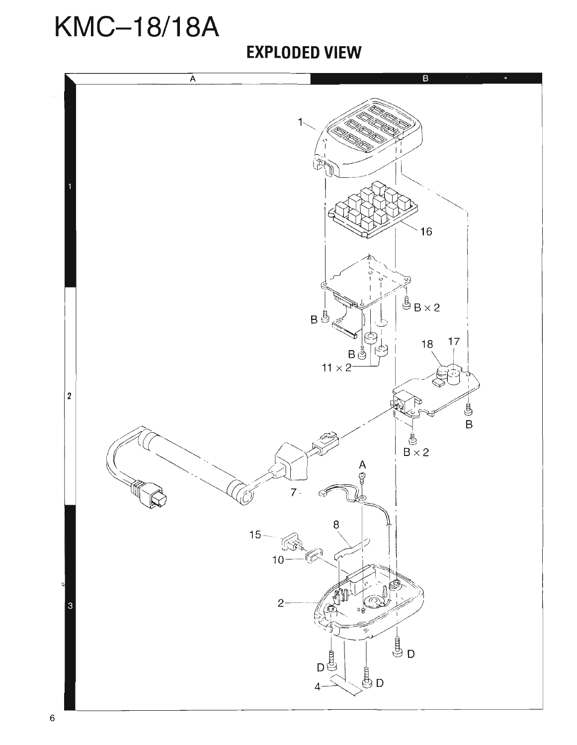# KMC–18/18A

## EXPLODED VIEW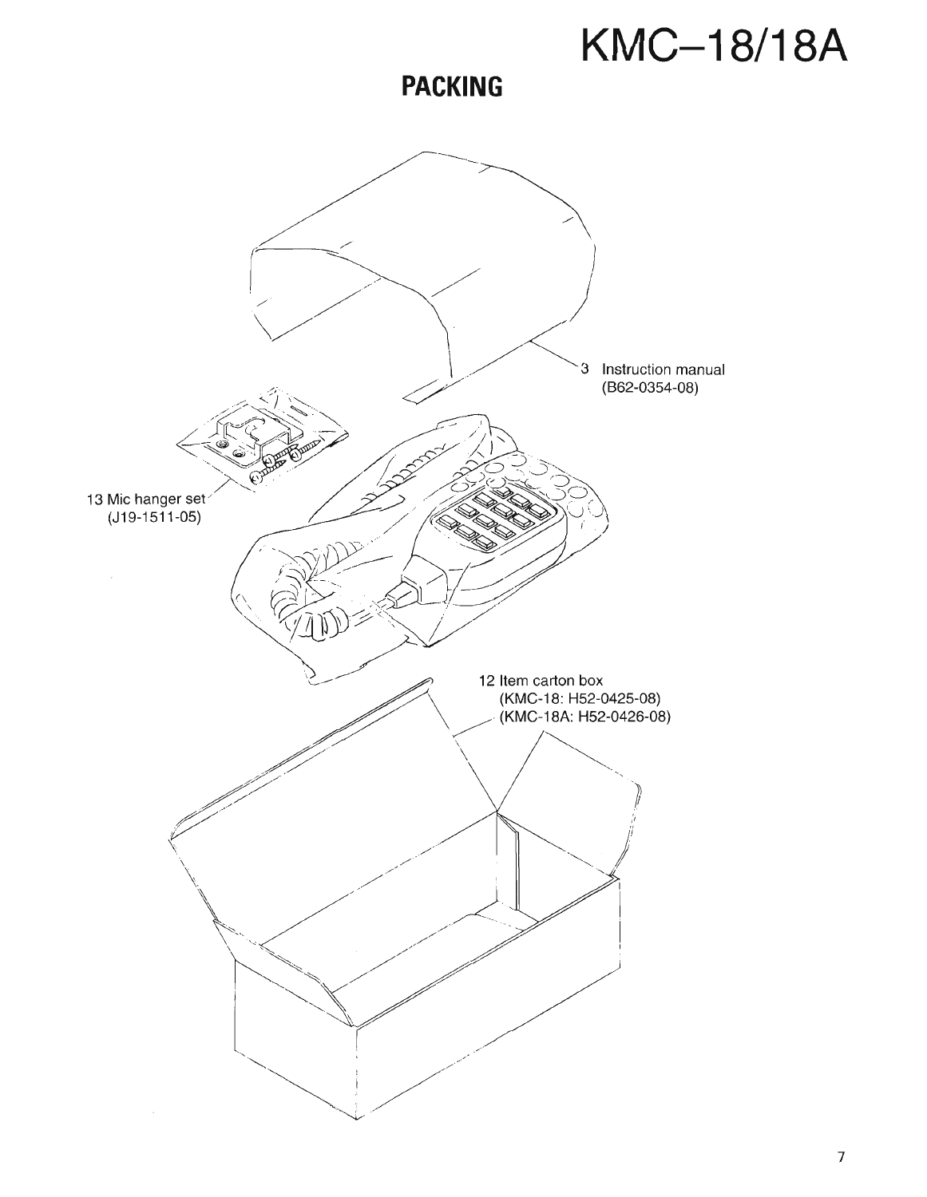## PACKING

3 Instruction manual
(B62-0354-08)

13 Mic hanger set
(J19-1511-05)

12 Item carton box
(KMC-18: H52-0425-08)
(KMC-18A: H52-0426-08)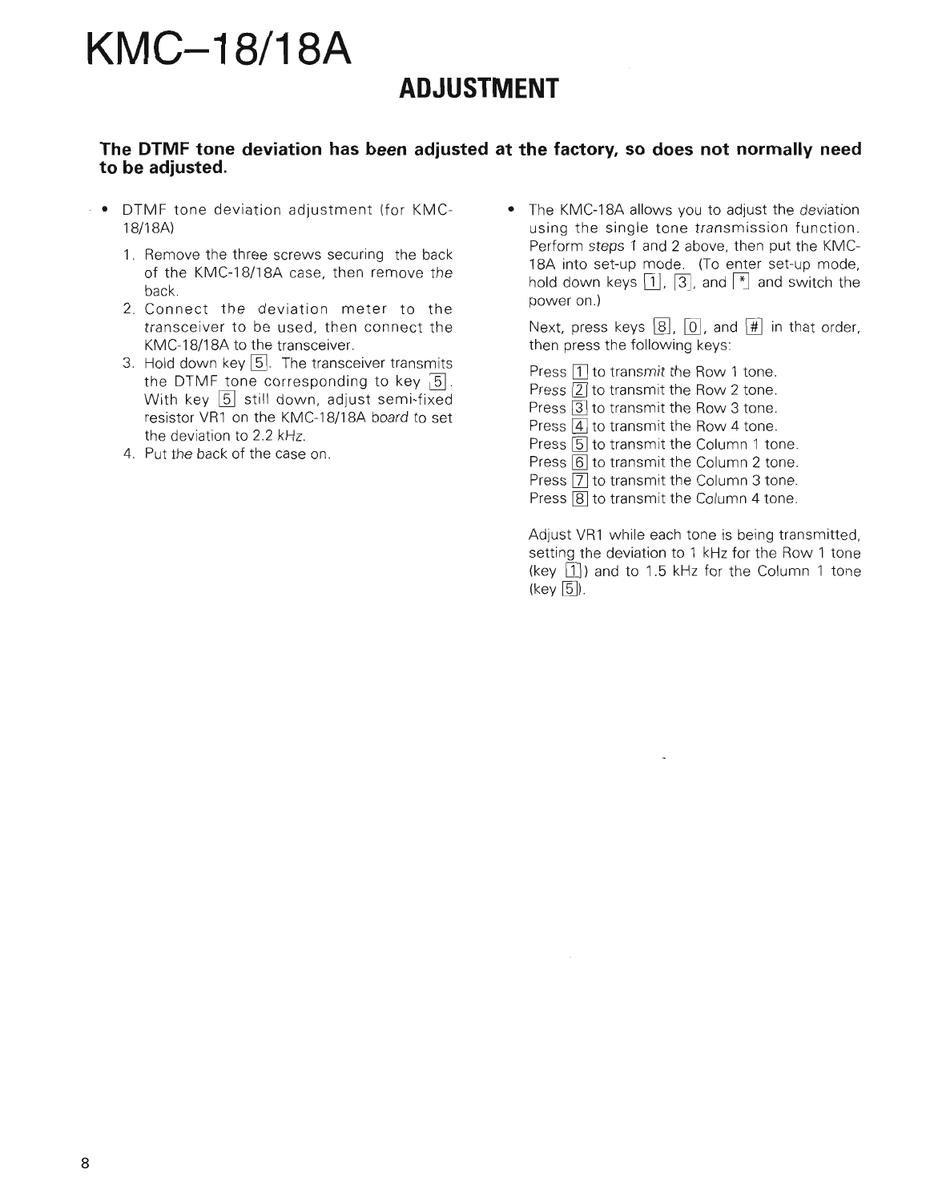# KMC–18/18A

## ADJUSTMENT

**The DTMF tone deviation has been adjusted at the factory, so does not normally need to be adjusted.**

- DTMF tone deviation adjustment (for KMC-18/18A)
  1. Remove the three screws securing the back of the KMC-18/18A case, then remove the back.
  2. Connect the deviation meter to the transceiver to be used, then connect the KMC-18/18A to the transceiver.
  3. Hold down key [5]. The transceiver transmits the DTMF tone corresponding to key [5]. With key [5] still down, adjust semi-fixed resistor VR1 on the KMC-18/18A board to set the deviation to 2.2 kHz.
  4. Put the back of the case on.

- The KMC-18A allows you to adjust the deviation using the single tone transmission function. Perform steps 1 and 2 above, then put the KMC-18A into set-up mode. (To enter set-up mode, hold down keys [1], [3], and [*] and switch the power on.)

  Next, press keys [8], [0], and [#] in that order, then press the following keys:

  Press [1] to transmit the Row 1 tone.
  Press [2] to transmit the Row 2 tone.
  Press [3] to transmit the Row 3 tone.
  Press [4] to transmit the Row 4 tone.
  Press [5] to transmit the Column 1 tone.
  Press [6] to transmit the Column 2 tone.
  Press [7] to transmit the Column 3 tone.
  Press [8] to transmit the Column 4 tone.

  Adjust VR1 while each tone is being transmitted, setting the deviation to 1 kHz for the Row 1 tone (key [1]) and to 1.5 kHz for the Column 1 tone (key [5]).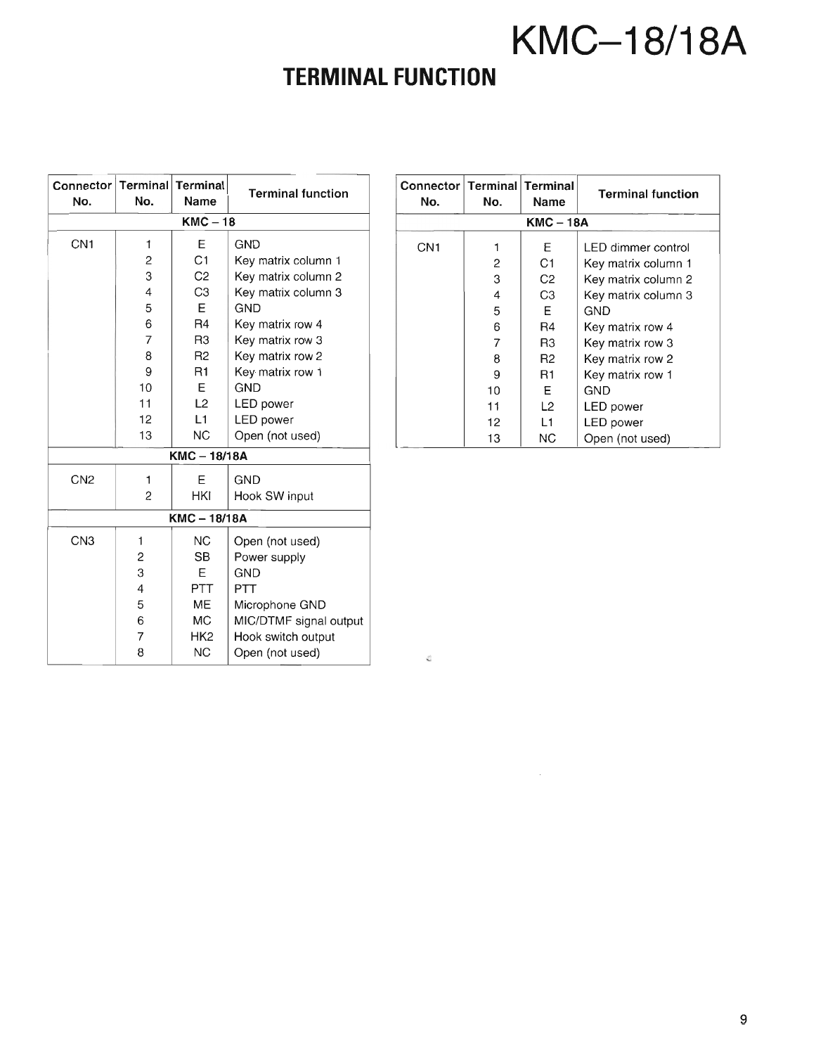## TERMINAL FUNCTION

| Connector No. | Terminal No. | Terminal Name | Terminal function |
|---|---|---|---|
| | | KMC – 18 | |
| CN1 | 1 | E | GND |
| | 2 | C1 | Key matrix column 1 |
| | 3 | C2 | Key matrix column 2 |
| | 4 | C3 | Key matrix column 3 |
| | 5 | E | GND |
| | 6 | R4 | Key matrix row 4 |
| | 7 | R3 | Key matrix row 3 |
| | 8 | R2 | Key matrix row 2 |
| | 9 | R1 | Key matrix row 1 |
| | 10 | E | GND |
| | 11 | L2 | LED power |
| | 12 | L1 | LED power |
| | 13 | NC | Open (not used) |
| | | KMC – 18/18A | |
| CN2 | 1 | E | GND |
| | 2 | HKI | Hook SW input |
| | | KMC – 18/18A | |
| CN3 | 1 | NC | Open (not used) |
| | 2 | SB | Power supply |
| | 3 | E | GND |
| | 4 | PTT | PTT |
| | 5 | ME | Microphone GND |
| | 6 | MC | MIC/DTMF signal output |
| | 7 | HK2 | Hook switch output |
| | 8 | NC | Open (not used) |

| Connector No. | Terminal No. | Terminal Name | Terminal function |
|---|---|---|---|
| | | KMC – 18A | |
| CN1 | 1 | E | LED dimmer control |
| | 2 | C1 | Key matrix column 1 |
| | 3 | C2 | Key matrix column 2 |
| | 4 | C3 | Key matrix column 3 |
| | 5 | E | GND |
| | 6 | R4 | Key matrix row 4 |
| | 7 | R3 | Key matrix row 3 |
| | 8 | R2 | Key matrix row 2 |
| | 9 | R1 | Key matrix row 1 |
| | 10 | E | GND |
| | 11 | L2 | LED power |
| | 12 | L1 | LED power |
| | 13 | NC | Open (not used) |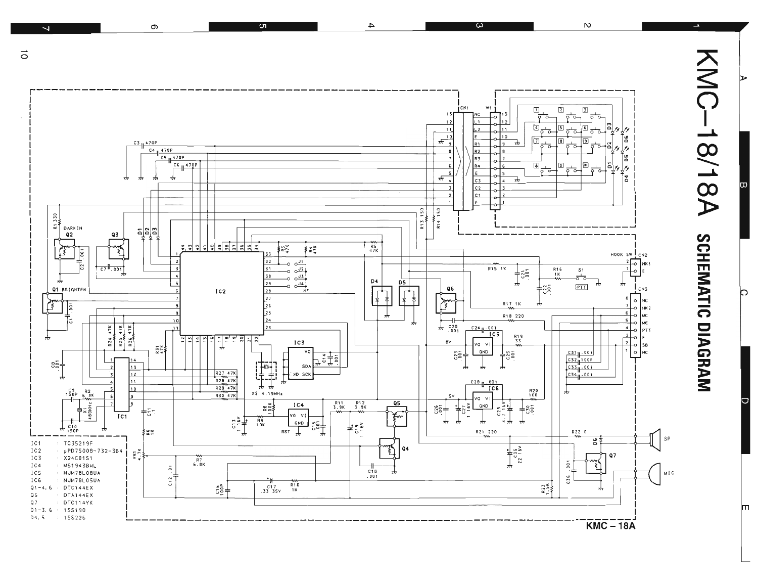# KMC-18/18A SCHEMATIC DIAGRAM

| | |
|---|---|
| IC1 | : TC35219F |
| IC2 | : μPD75008-732-3B4 |
| IC3 | : X24C01S1 |
| IC4 | : M51943BML |
| IC5 | : NJM78L08UA |
| IC6 | : NJM78L05UA |
| Q1-4, 6 | : DTC144EX |
| Q5 | : DTA144EX |
| Q7 | : DTC114YK |
| D1-3, 6 | : 1SS190 |
| D4, 5 | : 1SS226 |

KMC-18A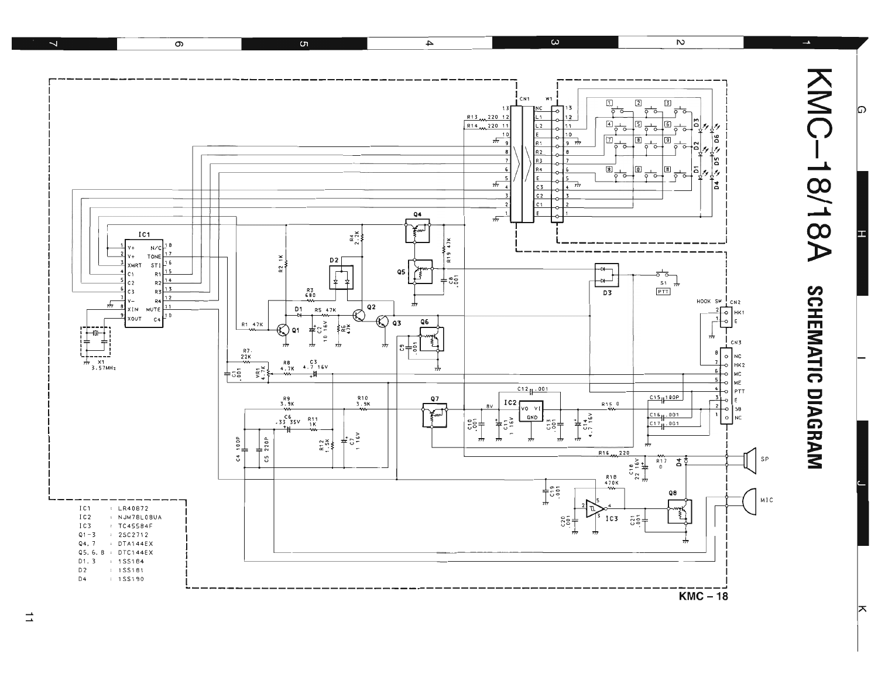# KMC-18/18A SCHEMATIC DIAGRAM

| | | |
|---|---|---|
| IC1 | : | LR40872 |
| IC2 | : | NJM78L08UA |
| IC3 | : | TC4S584F |
| Q1－3 | : | 2SC2712 |
| Q4, 7 | : | DTA144EX |
| Q5, 6, 8 | : | DTC144EX |
| D1, 3 | : | 1SS184 |
| D2 | : | 1SS181 |
| D4 | : | 1SS190 |

KMC－18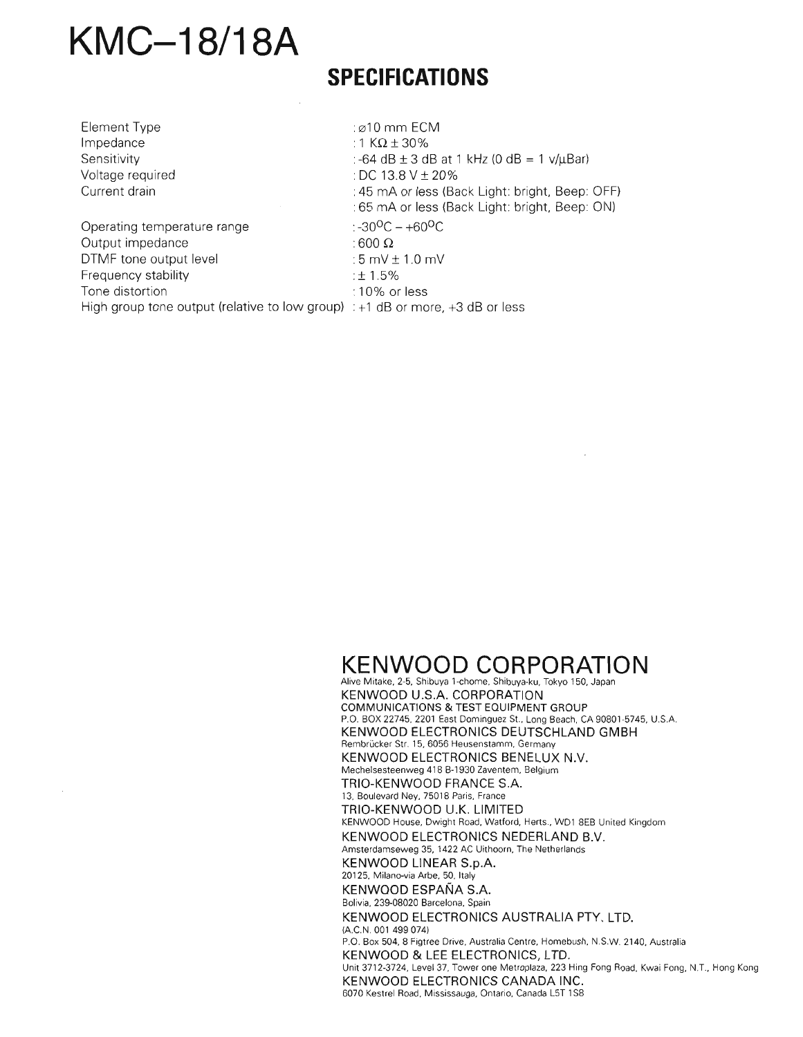# KMC–18/18A

## SPECIFICATIONS

| | |
|---|---|
| Element Type | : ø10 mm ECM |
| Impedance | : 1 KΩ ± 30% |
| Sensitivity | : -64 dB ± 3 dB at 1 kHz (0 dB = 1 v/μBar) |
| Voltage required | : DC 13.8 V ± 20% |
| Current drain | : 45 mA or less (Back Light: bright, Beep: OFF) |
| | : 65 mA or less (Back Light: bright, Beep: ON) |
| Operating temperature range | : -30°C – +60°C |
| Output impedance | : 600 Ω |
| DTMF tone output level | : 5 mV ± 1.0 mV |
| Frequency stability | : ± 1.5% |
| Tone distortion | : 10% or less |
| High group tone output (relative to low group) | : +1 dB or more, +3 dB or less |

## KENWOOD CORPORATION
Alive Mitake, 2-5, Shibuya 1-chome, Shibuya-ku, Tokyo 150, Japan

KENWOOD U.S.A. CORPORATION
COMMUNICATIONS & TEST EQUIPMENT GROUP
P.O. BOX 22745, 2201 East Dominguez St., Long Beach, CA 90801-5745, U.S.A.

KENWOOD ELECTRONICS DEUTSCHLAND GMBH
Rembrücker Str. 15, 6056 Heusenstamm, Germany

KENWOOD ELECTRONICS BENELUX N.V.
Mechelsesteenweg 418 B-1930 Zaventem, Belgium

TRIO-KENWOOD FRANCE S.A.
13, Boulevard Ney, 75018 Paris, France

TRIO-KENWOOD U.K. LIMITED
KENWOOD House, Dwight Road, Watford, Herts., WD1 8EB United Kingdom

KENWOOD ELECTRONICS NEDERLAND B.V.
Amsterdamseweg 35, 1422 AC Uithoorn, The Netherlands

KENWOOD LINEAR S.p.A.
20125, Milano-via Arbe, 50, Italy

KENWOOD ESPAÑA S.A.
Bolivia, 239-08020 Barcelona, Spain

KENWOOD ELECTRONICS AUSTRALIA PTY. LTD.
(A.C.N. 001 499 074)
P.O. Box 504, 8 Figtree Drive, Australia Centre, Homebush, N.S.W. 2140, Australia

KENWOOD & LEE ELECTRONICS, LTD.
Unit 3712-3724, Level 37, Tower one Metroplaza, 223 Hing Fong Road, Kwai Fong, N.T., Hong Kong

KENWOOD ELECTRONICS CANADA INC.
6070 Kestrel Road, Mississauga, Ontario, Canada L5T 1S8